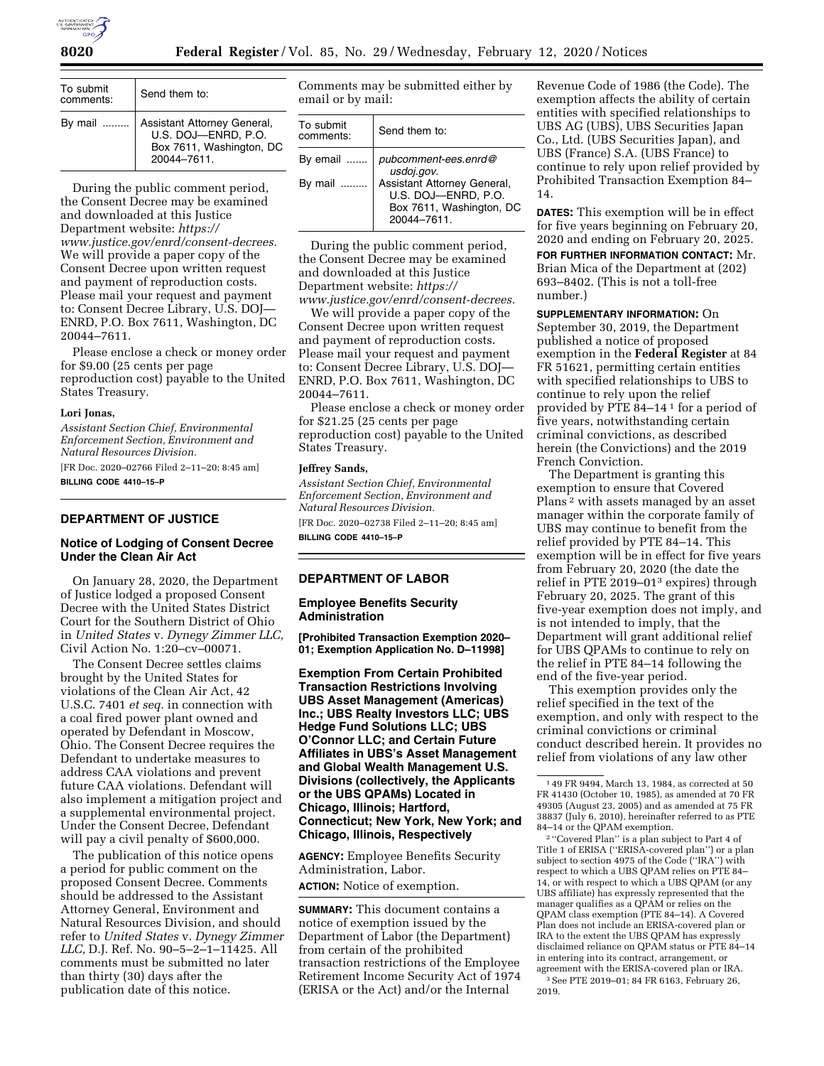| To submit comments: | Send them to: |
|---|---|
| By mail ......... | Assistant Attorney General, U.S. DOJ—ENRD, P.O. Box 7611, Washington, DC 20044–7611. |

During the public comment period, the Consent Decree may be examined and downloaded at this Justice Department website: *https://www.justice.gov/enrd/consent-decrees.* We will provide a paper copy of the Consent Decree upon written request and payment of reproduction costs. Please mail your request and payment to: Consent Decree Library, U.S. DOJ—ENRD, P.O. Box 7611, Washington, DC 20044–7611.

Please enclose a check or money order for $9.00 (25 cents per page reproduction cost) payable to the United States Treasury.

**Lori Jonas,**

*Assistant Section Chief, Environmental Enforcement Section, Environment and Natural Resources Division.*

[FR Doc. 2020–02766 Filed 2–11–20; 8:45 am]

**BILLING CODE 4410–15–P**

## DEPARTMENT OF JUSTICE

### Notice of Lodging of Consent Decree Under the Clean Air Act

On January 28, 2020, the Department of Justice lodged a proposed Consent Decree with the United States District Court for the Southern District of Ohio in *United States* v. *Dynegy Zimmer LLC,* Civil Action No. 1:20–cv–00071.

The Consent Decree settles claims brought by the United States for violations of the Clean Air Act, 42 U.S.C. 7401 *et seq.* in connection with a coal fired power plant owned and operated by Defendant in Moscow, Ohio. The Consent Decree requires the Defendant to undertake measures to address CAA violations and prevent future CAA violations. Defendant will also implement a mitigation project and a supplemental environmental project. Under the Consent Decree, Defendant will pay a civil penalty of $600,000.

The publication of this notice opens a period for public comment on the proposed Consent Decree. Comments should be addressed to the Assistant Attorney General, Environment and Natural Resources Division, and should refer to *United States* v. *Dynegy Zimmer LLC,* D.J. Ref. No. 90–5–2–1–11425. All comments must be submitted no later than thirty (30) days after the publication date of this notice.

Comments may be submitted either by email or by mail:

| To submit comments: | Send them to: |
|---|---|
| By email ....... | *pubcomment-ees.enrd@usdoj.gov.* |
| By mail ......... | Assistant Attorney General, U.S. DOJ—ENRD, P.O. Box 7611, Washington, DC 20044–7611. |

During the public comment period, the Consent Decree may be examined and downloaded at this Justice Department website: *https://www.justice.gov/enrd/consent-decrees.*

We will provide a paper copy of the Consent Decree upon written request and payment of reproduction costs. Please mail your request and payment to: Consent Decree Library, U.S. DOJ—ENRD, P.O. Box 7611, Washington, DC 20044–7611.

Please enclose a check or money order for $21.25 (25 cents per page reproduction cost) payable to the United States Treasury.

**Jeffrey Sands,**

*Assistant Section Chief, Environmental Enforcement Section, Environment and Natural Resources Division.*

[FR Doc. 2020–02738 Filed 2–11–20; 8:45 am]

**BILLING CODE 4410–15–P**

## DEPARTMENT OF LABOR

### Employee Benefits Security Administration

**[Prohibited Transaction Exemption 2020–01; Exemption Application No. D–11998]**

### Exemption From Certain Prohibited Transaction Restrictions Involving UBS Asset Management (Americas) Inc.; UBS Realty Investors LLC; UBS Hedge Fund Solutions LLC; UBS O'Connor LLC; and Certain Future Affiliates in UBS's Asset Management and Global Wealth Management U.S. Divisions (collectively, the Applicants or the UBS QPAMs) Located in Chicago, Illinois; Hartford, Connecticut; New York, New York; and Chicago, Illinois, Respectively

**AGENCY:** Employee Benefits Security Administration, Labor.

**ACTION:** Notice of exemption.

**SUMMARY:** This document contains a notice of exemption issued by the Department of Labor (the Department) from certain of the prohibited transaction restrictions of the Employee Retirement Income Security Act of 1974 (ERISA or the Act) and/or the Internal Revenue Code of 1986 (the Code). The exemption affects the ability of certain entities with specified relationships to UBS AG (UBS), UBS Securities Japan Co., Ltd. (UBS Securities Japan), and UBS (France) S.A. (UBS France) to continue to rely upon relief provided by Prohibited Transaction Exemption 84–14.

**DATES:** This exemption will be in effect for five years beginning on February 20, 2020 and ending on February 20, 2025.

**FOR FURTHER INFORMATION CONTACT:** Mr. Brian Mica of the Department at (202) 693–8402. (This is not a toll-free number.)

**SUPPLEMENTARY INFORMATION:** On September 30, 2019, the Department published a notice of proposed exemption in the **Federal Register** at 84 FR 51621, permitting certain entities with specified relationships to UBS to continue to rely upon the relief provided by PTE 84–14 [1] for a period of five years, notwithstanding certain criminal convictions, as described herein (the Convictions) and the 2019 French Conviction.

The Department is granting this exemption to ensure that Covered Plans [2] with assets managed by an asset manager within the corporate family of UBS may continue to benefit from the relief provided by PTE 84–14. This exemption will be in effect for five years from February 20, 2020 (the date the relief in PTE 2019–01[3] expires) through February 20, 2025. The grant of this five-year exemption does not imply, and is not intended to imply, that the Department will grant additional relief for UBS QPAMs to continue to rely on the relief in PTE 84–14 following the end of the five-year period.

This exemption provides only the relief specified in the text of the exemption, and only with respect to the criminal convictions or criminal conduct described herein. It provides no relief from violations of any law other

---

[1] 49 FR 9494, March 13, 1984, as corrected at 50 FR 41430 (October 10, 1985), as amended at 70 FR 49305 (August 23, 2005) and as amended at 75 FR 38837 (July 6, 2010), hereinafter referred to as PTE 84–14 or the QPAM exemption.

[2] ''Covered Plan'' is a plan subject to Part 4 of Title 1 of ERISA (''ERISA-covered plan'') or a plan subject to section 4975 of the Code (''IRA'') with respect to which a UBS QPAM relies on PTE 84–14, or with respect to which a UBS QPAM (or any UBS affiliate) has expressly represented that the manager qualifies as a QPAM or relies on the QPAM class exemption (PTE 84–14). A Covered Plan does not include an ERISA-covered plan or IRA to the extent the UBS QPAM has expressly disclaimed reliance on QPAM status or PTE 84–14 in entering into its contract, arrangement, or agreement with the ERISA-covered plan or IRA.

[3] See PTE 2019–01; 84 FR 6163, February 26, 2019.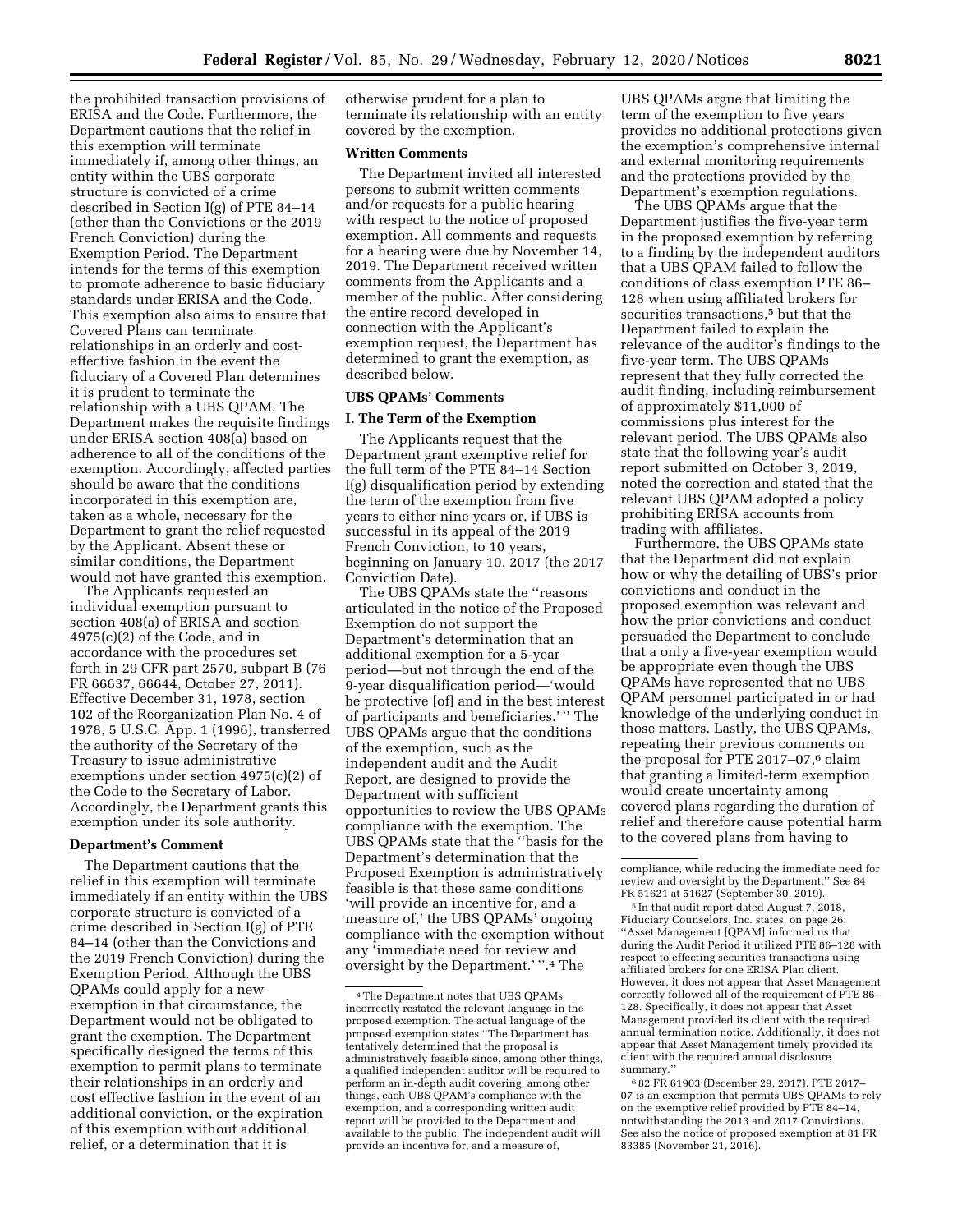the prohibited transaction provisions of ERISA and the Code. Furthermore, the Department cautions that the relief in this exemption will terminate immediately if, among other things, an entity within the UBS corporate structure is convicted of a crime described in Section I(g) of PTE 84–14 (other than the Convictions or the 2019 French Conviction) during the Exemption Period. The Department intends for the terms of this exemption to promote adherence to basic fiduciary standards under ERISA and the Code. This exemption also aims to ensure that Covered Plans can terminate relationships in an orderly and cost-effective fashion in the event the fiduciary of a Covered Plan determines it is prudent to terminate the relationship with a UBS QPAM. The Department makes the requisite findings under ERISA section 408(a) based on adherence to all of the conditions of the exemption. Accordingly, affected parties should be aware that the conditions incorporated in this exemption are, taken as a whole, necessary for the Department to grant the relief requested by the Applicant. Absent these or similar conditions, the Department would not have granted this exemption.

The Applicants requested an individual exemption pursuant to section 408(a) of ERISA and section 4975(c)(2) of the Code, and in accordance with the procedures set forth in 29 CFR part 2570, subpart B (76 FR 66637, 66644, October 27, 2011). Effective December 31, 1978, section 102 of the Reorganization Plan No. 4 of 1978, 5 U.S.C. App. 1 (1996), transferred the authority of the Secretary of the Treasury to issue administrative exemptions under section 4975(c)(2) of the Code to the Secretary of Labor. Accordingly, the Department grants this exemption under its sole authority.

**Department's Comment**

The Department cautions that the relief in this exemption will terminate immediately if an entity within the UBS corporate structure is convicted of a crime described in Section I(g) of PTE 84–14 (other than the Convictions and the 2019 French Conviction) during the Exemption Period. Although the UBS QPAMs could apply for a new exemption in that circumstance, the Department would not be obligated to grant the exemption. The Department specifically designed the terms of this exemption to permit plans to terminate their relationships in an orderly and cost effective fashion in the event of an additional conviction, or the expiration of this exemption without additional relief, or a determination that it is otherwise prudent for a plan to terminate its relationship with an entity covered by the exemption.

**Written Comments**

The Department invited all interested persons to submit written comments and/or requests for a public hearing with respect to the notice of proposed exemption. All comments and requests for a hearing were due by November 14, 2019. The Department received written comments from the Applicants and a member of the public. After considering the entire record developed in connection with the Applicant's exemption request, the Department has determined to grant the exemption, as described below.

**UBS QPAMs' Comments**

**I. The Term of the Exemption**

The Applicants request that the Department grant exemptive relief for the full term of the PTE 84–14 Section I(g) disqualification period by extending the term of the exemption from five years to either nine years or, if UBS is successful in its appeal of the 2019 French Conviction, to 10 years, beginning on January 10, 2017 (the 2017 Conviction Date).

The UBS QPAMs state the ''reasons articulated in the notice of the Proposed Exemption do not support the Department's determination that an additional exemption for a 5-year period—but not through the end of the 9-year disqualification period—'would be protective [of] and in the best interest of participants and beneficiaries.' '' The UBS QPAMs argue that the conditions of the exemption, such as the independent audit and the Audit Report, are designed to provide the Department with sufficient opportunities to review the UBS QPAMs compliance with the exemption. The UBS QPAMs state that the ''basis for the Department's determination that the Proposed Exemption is administratively feasible is that these same conditions 'will provide an incentive for, and a measure of,' the UBS QPAMs' ongoing compliance with the exemption without any 'immediate need for review and oversight by the Department.' ''.[4] The UBS QPAMs argue that limiting the term of the exemption to five years provides no additional protections given the exemption's comprehensive internal and external monitoring requirements and the protections provided by the Department's exemption regulations.

The UBS QPAMs argue that the Department justifies the five-year term in the proposed exemption by referring to a finding by the independent auditors that a UBS QPAM failed to follow the conditions of class exemption PTE 86–128 when using affiliated brokers for securities transactions,[5] but that the Department failed to explain the relevance of the auditor's findings to the five-year term. The UBS QPAMs represent that they fully corrected the audit finding, including reimbursement of approximately $11,000 of commissions plus interest for the relevant period. The UBS QPAMs also state that the following year's audit report submitted on October 3, 2019, noted the correction and stated that the relevant UBS QPAM adopted a policy prohibiting ERISA accounts from trading with affiliates.

Furthermore, the UBS QPAMs state that the Department did not explain how or why the detailing of UBS's prior convictions and conduct in the proposed exemption was relevant and how the prior convictions and conduct persuaded the Department to conclude that a only a five-year exemption would be appropriate even though the UBS QPAMs have represented that no UBS QPAM personnel participated in or had knowledge of the underlying conduct in those matters. Lastly, the UBS QPAMs, repeating their previous comments on the proposal for PTE 2017–07,[6] claim that granting a limited-term exemption would create uncertainty among covered plans regarding the duration of relief and therefore cause potential harm to the covered plans from having to

---

[4] The Department notes that UBS QPAMs incorrectly restated the relevant language in the proposed exemption. The actual language of the proposed exemption states ''The Department has tentatively determined that the proposal is administratively feasible since, among other things, a qualified independent auditor will be required to perform an in-depth audit covering, among other things, each UBS QPAM's compliance with the exemption, and a corresponding written audit report will be provided to the Department and available to the public. The independent audit will provide an incentive for, and a measure of, compliance, while reducing the immediate need for review and oversight by the Department.'' See 84 FR 51621 at 51627 (September 30, 2019).

[5] In that audit report dated August 7, 2018, Fiduciary Counselors, Inc. states, on page 26: ''Asset Management [QPAM] informed us that during the Audit Period it utilized PTE 86–128 with respect to effecting securities transactions using affiliated brokers for one ERISA Plan client. However, it does not appear that Asset Management correctly followed all of the requirement of PTE 86–128. Specifically, it does not appear that Asset Management provided its client with the required annual termination notice. Additionally, it does not appear that Asset Management timely provided its client with the required annual disclosure summary.''

[6] 82 FR 61903 (December 29, 2017). PTE 2017–07 is an exemption that permits UBS QPAMs to rely on the exemptive relief provided by PTE 84–14, notwithstanding the 2013 and 2017 Convictions. See also the notice of proposed exemption at 81 FR 83385 (November 21, 2016).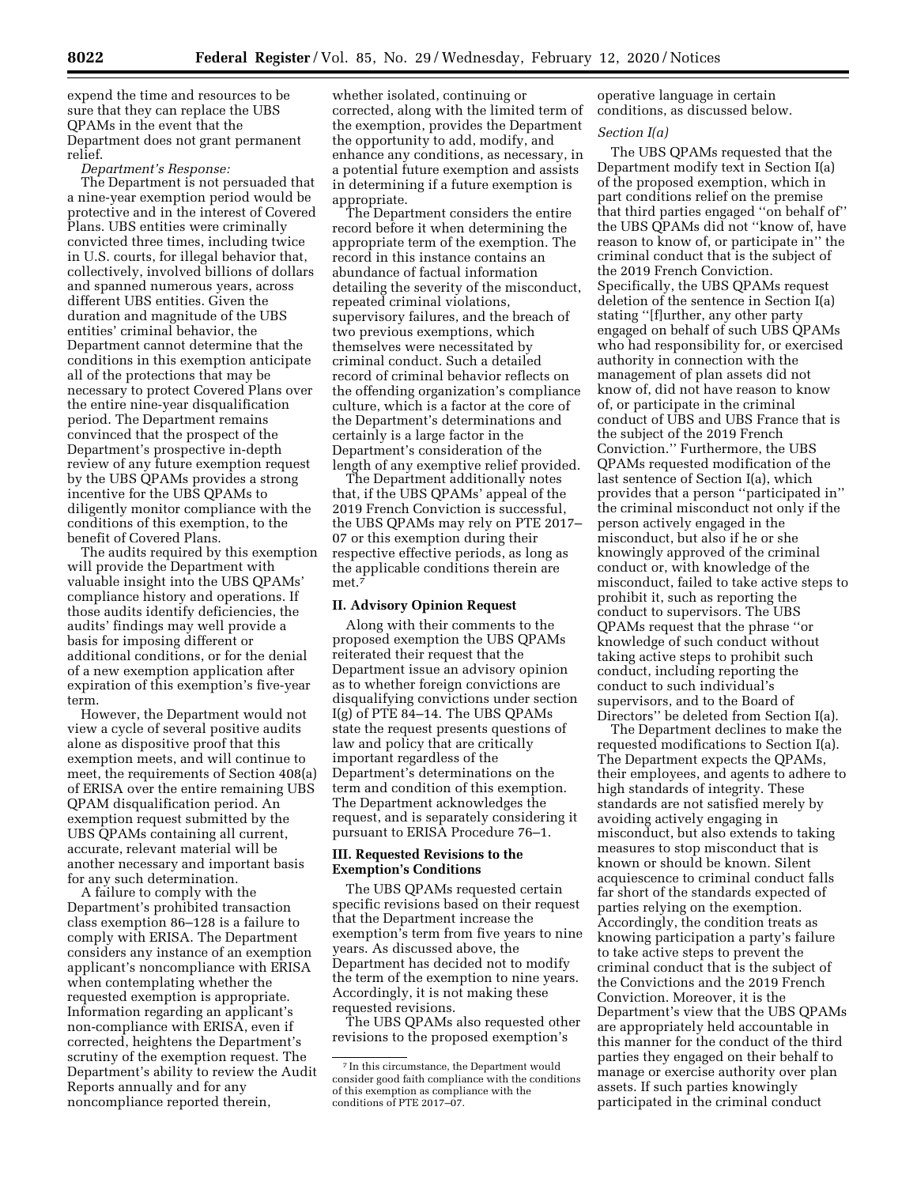expend the time and resources to be sure that they can replace the UBS QPAMs in the event that the Department does not grant permanent relief.

*Department's Response:*

The Department is not persuaded that a nine-year exemption period would be protective and in the interest of Covered Plans. UBS entities were criminally convicted three times, including twice in U.S. courts, for illegal behavior that, collectively, involved billions of dollars and spanned numerous years, across different UBS entities. Given the duration and magnitude of the UBS entities' criminal behavior, the Department cannot determine that the conditions in this exemption anticipate all of the protections that may be necessary to protect Covered Plans over the entire nine-year disqualification period. The Department remains convinced that the prospect of the Department's prospective in-depth review of any future exemption request by the UBS QPAMs provides a strong incentive for the UBS QPAMs to diligently monitor compliance with the conditions of this exemption, to the benefit of Covered Plans.

The audits required by this exemption will provide the Department with valuable insight into the UBS QPAMs' compliance history and operations. If those audits identify deficiencies, the audits' findings may well provide a basis for imposing different or additional conditions, or for the denial of a new exemption application after expiration of this exemption's five-year term.

However, the Department would not view a cycle of several positive audits alone as dispositive proof that this exemption meets, and will continue to meet, the requirements of Section 408(a) of ERISA over the entire remaining UBS QPAM disqualification period. An exemption request submitted by the UBS QPAMs containing all current, accurate, relevant material will be another necessary and important basis for any such determination.

A failure to comply with the Department's prohibited transaction class exemption 86–128 is a failure to comply with ERISA. The Department considers any instance of an exemption applicant's noncompliance with ERISA when contemplating whether the requested exemption is appropriate. Information regarding an applicant's non-compliance with ERISA, even if corrected, heightens the Department's scrutiny of the exemption request. The Department's ability to review the Audit Reports annually and for any noncompliance reported therein, whether isolated, continuing or corrected, along with the limited term of the exemption, provides the Department the opportunity to add, modify, and enhance any conditions, as necessary, in a potential future exemption and assists in determining if a future exemption is appropriate.

The Department considers the entire record before it when determining the appropriate term of the exemption. The record in this instance contains an abundance of factual information detailing the severity of the misconduct, repeated criminal violations, supervisory failures, and the breach of two previous exemptions, which themselves were necessitated by criminal conduct. Such a detailed record of criminal behavior reflects on the offending organization's compliance culture, which is a factor at the core of the Department's determinations and certainly is a large factor in the Department's consideration of the length of any exemptive relief provided.

The Department additionally notes that, if the UBS QPAMs' appeal of the 2019 French Conviction is successful, the UBS QPAMs may rely on PTE 2017–07 or this exemption during their respective effective periods, as long as the applicable conditions therein are met.[7]

## II. Advisory Opinion Request

Along with their comments to the proposed exemption the UBS QPAMs reiterated their request that the Department issue an advisory opinion as to whether foreign convictions are disqualifying convictions under section I(g) of PTE 84–14. The UBS QPAMs state the request presents questions of law and policy that are critically important regardless of the Department's determinations on the term and condition of this exemption. The Department acknowledges the request, and is separately considering it pursuant to ERISA Procedure 76–1.

## III. Requested Revisions to the Exemption's Conditions

The UBS QPAMs requested certain specific revisions based on their request that the Department increase the exemption's term from five years to nine years. As discussed above, the Department has decided not to modify the term of the exemption to nine years. Accordingly, it is not making these requested revisions.

The UBS QPAMs also requested other revisions to the proposed exemption's operative language in certain conditions, as discussed below.

*Section I(a)*

The UBS QPAMs requested that the Department modify text in Section I(a) of the proposed exemption, which in part conditions relief on the premise that third parties engaged ''on behalf of'' the UBS QPAMs did not ''know of, have reason to know of, or participate in'' the criminal conduct that is the subject of the 2019 French Conviction. Specifically, the UBS QPAMs request deletion of the sentence in Section I(a) stating ''[f]urther, any other party engaged on behalf of such UBS QPAMs who had responsibility for, or exercised authority in connection with the management of plan assets did not know of, did not have reason to know of, or participate in the criminal conduct of UBS and UBS France that is the subject of the 2019 French Conviction.'' Furthermore, the UBS QPAMs requested modification of the last sentence of Section I(a), which provides that a person ''participated in'' the criminal misconduct not only if the person actively engaged in the misconduct, but also if he or she knowingly approved of the criminal conduct or, with knowledge of the misconduct, failed to take active steps to prohibit it, such as reporting the conduct to supervisors. The UBS QPAMs request that the phrase ''or knowledge of such conduct without taking active steps to prohibit such conduct, including reporting the conduct to such individual's supervisors, and to the Board of Directors'' be deleted from Section I(a).

The Department declines to make the requested modifications to Section I(a). The Department expects the QPAMs, their employees, and agents to adhere to high standards of integrity. These standards are not satisfied merely by avoiding actively engaging in misconduct, but also extends to taking measures to stop misconduct that is known or should be known. Silent acquiescence to criminal conduct falls far short of the standards expected of parties relying on the exemption. Accordingly, the condition treats as knowing participation a party's failure to take active steps to prevent the criminal conduct that is the subject of the Convictions and the 2019 French Conviction. Moreover, it is the Department's view that the UBS QPAMs are appropriately held accountable in this manner for the conduct of the third parties they engaged on their behalf to manage or exercise authority over plan assets. If such parties knowingly participated in the criminal conduct

[7] In this circumstance, the Department would consider good faith compliance with the conditions of this exemption as compliance with the conditions of PTE 2017–07.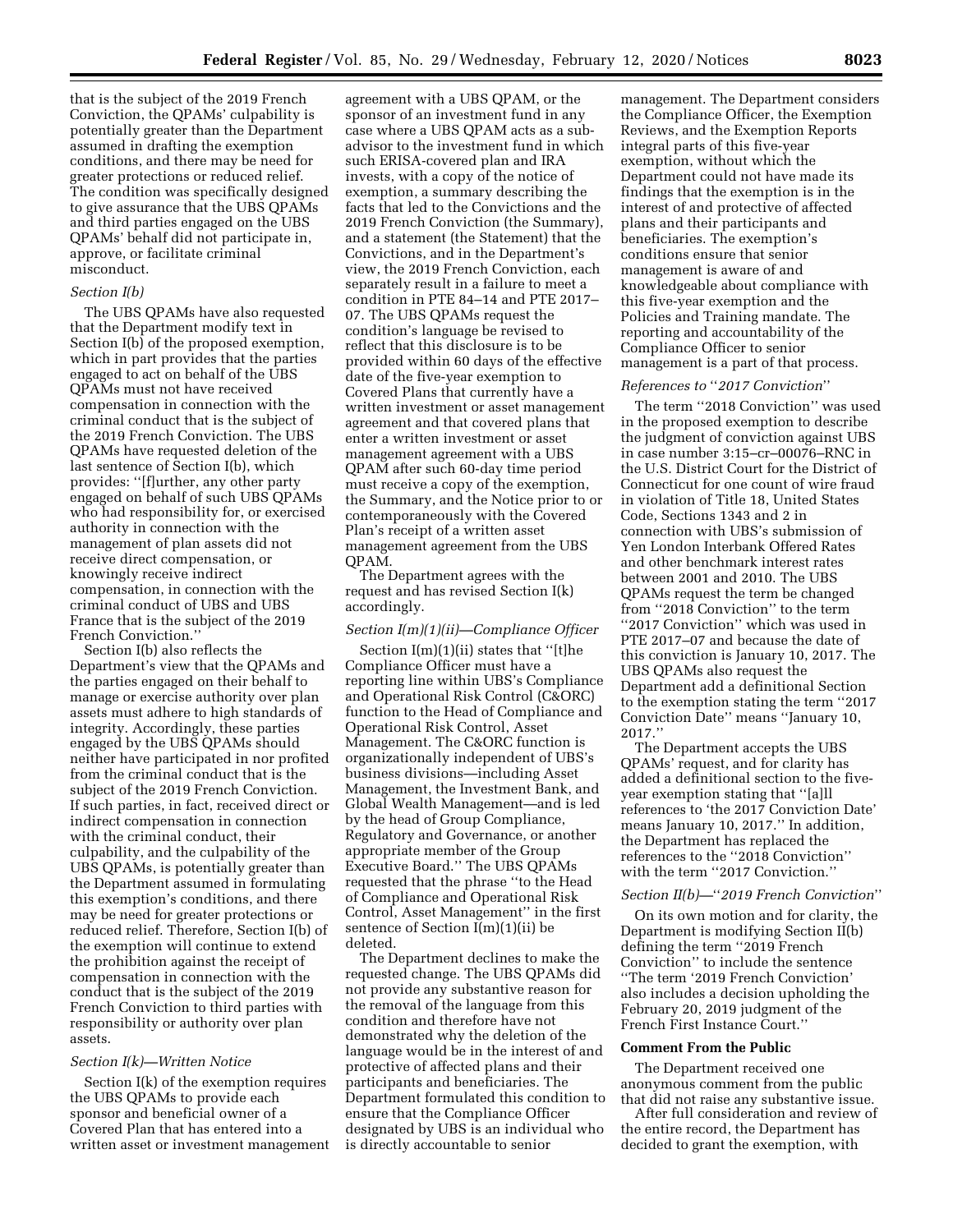that is the subject of the 2019 French Conviction, the QPAMs' culpability is potentially greater than the Department assumed in drafting the exemption conditions, and there may be need for greater protections or reduced relief. The condition was specifically designed to give assurance that the UBS QPAMs and third parties engaged on the UBS QPAMs' behalf did not participate in, approve, or facilitate criminal misconduct.

*Section I(b)*

The UBS QPAMs have also requested that the Department modify text in Section I(b) of the proposed exemption, which in part provides that the parties engaged to act on behalf of the UBS QPAMs must not have received compensation in connection with the criminal conduct that is the subject of the 2019 French Conviction. The UBS QPAMs have requested deletion of the last sentence of Section I(b), which provides: ''[f]urther, any other party engaged on behalf of such UBS QPAMs who had responsibility for, or exercised authority in connection with the management of plan assets did not receive direct compensation, or knowingly receive indirect compensation, in connection with the criminal conduct of UBS and UBS France that is the subject of the 2019 French Conviction.''

Section I(b) also reflects the Department's view that the QPAMs and the parties engaged on their behalf to manage or exercise authority over plan assets must adhere to high standards of integrity. Accordingly, these parties engaged by the UBS QPAMs should neither have participated in nor profited from the criminal conduct that is the subject of the 2019 French Conviction. If such parties, in fact, received direct or indirect compensation in connection with the criminal conduct, their culpability, and the culpability of the UBS QPAMs, is potentially greater than the Department assumed in formulating this exemption's conditions, and there may be need for greater protections or reduced relief. Therefore, Section I(b) of the exemption will continue to extend the prohibition against the receipt of compensation in connection with the conduct that is the subject of the 2019 French Conviction to third parties with responsibility or authority over plan assets.

*Section I(k)—Written Notice*

Section I(k) of the exemption requires the UBS QPAMs to provide each sponsor and beneficial owner of a Covered Plan that has entered into a written asset or investment management agreement with a UBS QPAM, or the sponsor of an investment fund in any case where a UBS QPAM acts as a sub-advisor to the investment fund in which such ERISA-covered plan and IRA invests, with a copy of the notice of exemption, a summary describing the facts that led to the Convictions and the 2019 French Conviction (the Summary), and a statement (the Statement) that the Convictions, and in the Department's view, the 2019 French Conviction, each separately result in a failure to meet a condition in PTE 84–14 and PTE 2017–07. The UBS QPAMs request the condition's language be revised to reflect that this disclosure is to be provided within 60 days of the effective date of the five-year exemption to Covered Plans that currently have a written investment or asset management agreement and that covered plans that enter a written investment or asset management agreement with a UBS QPAM after such 60-day time period must receive a copy of the exemption, the Summary, and the Notice prior to or contemporaneously with the Covered Plan's receipt of a written asset management agreement from the UBS QPAM.

The Department agrees with the request and has revised Section I(k) accordingly.

*Section I(m)(1)(ii)—Compliance Officer*

Section I(m)(1)(ii) states that ''[t]he Compliance Officer must have a reporting line within UBS's Compliance and Operational Risk Control (C&ORC) function to the Head of Compliance and Operational Risk Control, Asset Management. The C&ORC function is organizationally independent of UBS's business divisions—including Asset Management, the Investment Bank, and Global Wealth Management—and is led by the head of Group Compliance, Regulatory and Governance, or another appropriate member of the Group Executive Board.'' The UBS QPAMs requested that the phrase ''to the Head of Compliance and Operational Risk Control, Asset Management'' in the first sentence of Section I(m)(1)(ii) be deleted.

The Department declines to make the requested change. The UBS QPAMs did not provide any substantive reason for the removal of the language from this condition and therefore have not demonstrated why the deletion of the language would be in the interest of and protective of affected plans and their participants and beneficiaries. The Department formulated this condition to ensure that the Compliance Officer designated by UBS is an individual who is directly accountable to senior management. The Department considers the Compliance Officer, the Exemption Reviews, and the Exemption Reports integral parts of this five-year exemption, without which the Department could not have made its findings that the exemption is in the interest of and protective of affected plans and their participants and beneficiaries. The exemption's conditions ensure that senior management is aware of and knowledgeable about compliance with this five-year exemption and the Policies and Training mandate. The reporting and accountability of the Compliance Officer to senior management is a part of that process.

*References to ''2017 Conviction''*

The term ''2018 Conviction'' was used in the proposed exemption to describe the judgment of conviction against UBS in case number 3:15–cr–00076–RNC in the U.S. District Court for the District of Connecticut for one count of wire fraud in violation of Title 18, United States Code, Sections 1343 and 2 in connection with UBS's submission of Yen London Interbank Offered Rates and other benchmark interest rates between 2001 and 2010. The UBS QPAMs request the term be changed from ''2018 Conviction'' to the term ''2017 Conviction'' which was used in PTE 2017–07 and because the date of this conviction is January 10, 2017. The UBS QPAMs also request the Department add a definitional Section to the exemption stating the term ''2017 Conviction Date'' means ''January 10, 2017.''

The Department accepts the UBS QPAMs' request, and for clarity has added a definitional section to the five-year exemption stating that ''[a]ll references to 'the 2017 Conviction Date' means January 10, 2017.'' In addition, the Department has replaced the references to the ''2018 Conviction'' with the term ''2017 Conviction.''

*Section II(b)—''2019 French Conviction''*

On its own motion and for clarity, the Department is modifying Section II(b) defining the term ''2019 French Conviction'' to include the sentence ''The term '2019 French Conviction' also includes a decision upholding the February 20, 2019 judgment of the French First Instance Court.''

**Comment From the Public**

The Department received one anonymous comment from the public that did not raise any substantive issue.

After full consideration and review of the entire record, the Department has decided to grant the exemption, with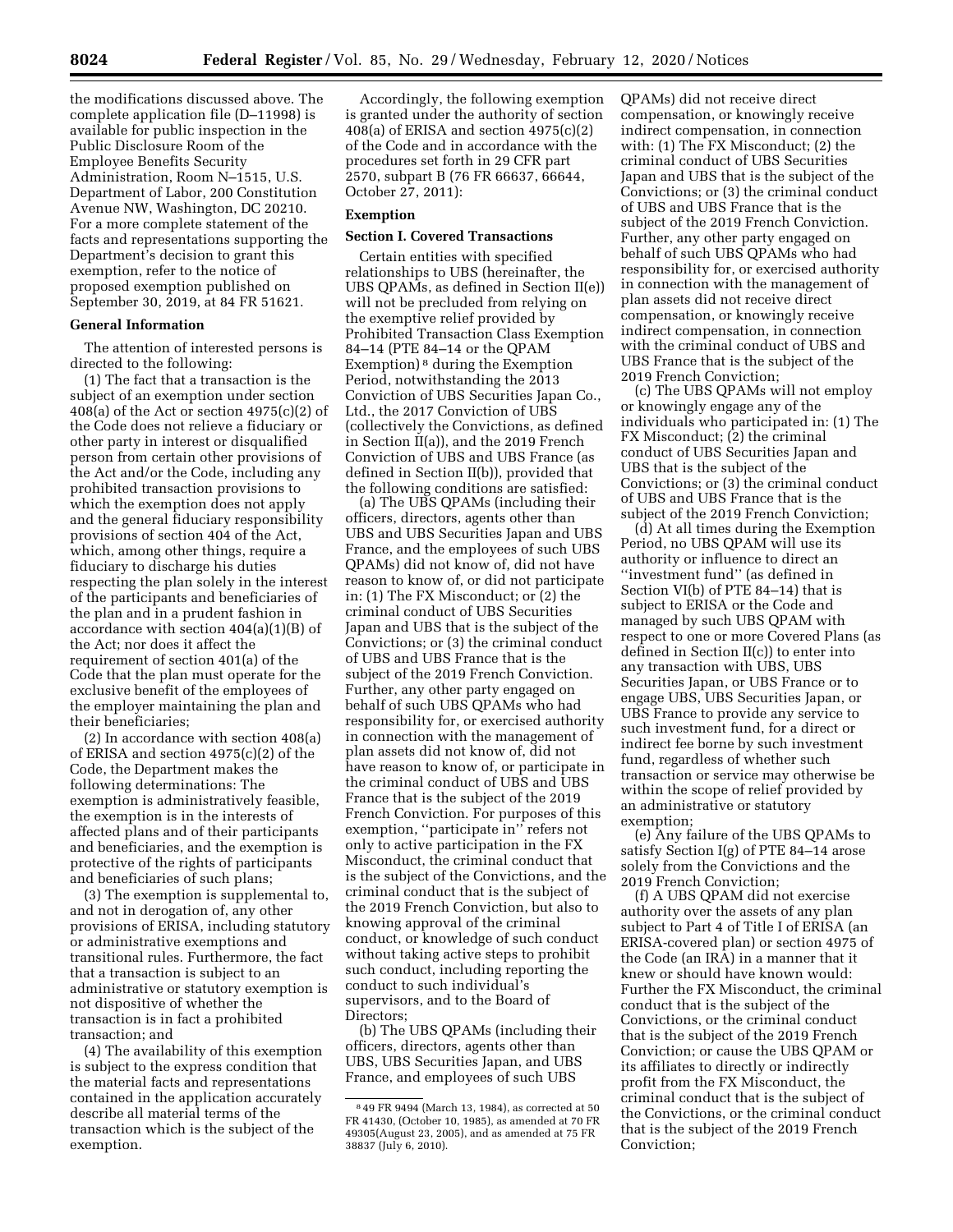the modifications discussed above. The complete application file (D–11998) is available for public inspection in the Public Disclosure Room of the Employee Benefits Security Administration, Room N–1515, U.S. Department of Labor, 200 Constitution Avenue NW, Washington, DC 20210. For a more complete statement of the facts and representations supporting the Department's decision to grant this exemption, refer to the notice of proposed exemption published on September 30, 2019, at 84 FR 51621.

**General Information**

The attention of interested persons is directed to the following:

(1) The fact that a transaction is the subject of an exemption under section 408(a) of the Act or section 4975(c)(2) of the Code does not relieve a fiduciary or other party in interest or disqualified person from certain other provisions of the Act and/or the Code, including any prohibited transaction provisions to which the exemption does not apply and the general fiduciary responsibility provisions of section 404 of the Act, which, among other things, require a fiduciary to discharge his duties respecting the plan solely in the interest of the participants and beneficiaries of the plan and in a prudent fashion in accordance with section 404(a)(1)(B) of the Act; nor does it affect the requirement of section 401(a) of the Code that the plan must operate for the exclusive benefit of the employees of the employer maintaining the plan and their beneficiaries;

(2) In accordance with section 408(a) of ERISA and section 4975(c)(2) of the Code, the Department makes the following determinations: The exemption is administratively feasible, the exemption is in the interests of affected plans and of their participants and beneficiaries, and the exemption is protective of the rights of participants and beneficiaries of such plans;

(3) The exemption is supplemental to, and not in derogation of, any other provisions of ERISA, including statutory or administrative exemptions and transitional rules. Furthermore, the fact that a transaction is subject to an administrative or statutory exemption is not dispositive of whether the transaction is in fact a prohibited transaction; and

(4) The availability of this exemption is subject to the express condition that the material facts and representations contained in the application accurately describe all material terms of the transaction which is the subject of the exemption.

Accordingly, the following exemption is granted under the authority of section 408(a) of ERISA and section 4975(c)(2) of the Code and in accordance with the procedures set forth in 29 CFR part 2570, subpart B (76 FR 66637, 66644, October 27, 2011):

**Exemption**

**Section I. Covered Transactions**

Certain entities with specified relationships to UBS (hereinafter, the UBS QPAMs, as defined in Section II(e)) will not be precluded from relying on the exemptive relief provided by Prohibited Transaction Class Exemption 84–14 (PTE 84–14 or the QPAM Exemption)[8] during the Exemption Period, notwithstanding the 2013 Conviction of UBS Securities Japan Co., Ltd., the 2017 Conviction of UBS (collectively the Convictions, as defined in Section II(a)), and the 2019 French Conviction of UBS and UBS France (as defined in Section II(b)), provided that the following conditions are satisfied:

(a) The UBS QPAMs (including their officers, directors, agents other than UBS and UBS Securities Japan and UBS France, and the employees of such UBS QPAMs) did not know of, did not have reason to know of, or did not participate in: (1) The FX Misconduct; or (2) the criminal conduct of UBS Securities Japan and UBS that is the subject of the Convictions; or (3) the criminal conduct of UBS and UBS France that is the subject of the 2019 French Conviction. Further, any other party engaged on behalf of such UBS QPAMs who had responsibility for, or exercised authority in connection with the management of plan assets did not know of, did not have reason to know of, or participate in the criminal conduct of UBS and UBS France that is the subject of the 2019 French Conviction. For purposes of this exemption, ''participate in'' refers not only to active participation in the FX Misconduct, the criminal conduct that is the subject of the Convictions, and the criminal conduct that is the subject of the 2019 French Conviction, but also to knowing approval of the criminal conduct, or knowledge of such conduct without taking active steps to prohibit such conduct, including reporting the conduct to such individual's supervisors, and to the Board of Directors;

(b) The UBS QPAMs (including their officers, directors, agents other than UBS, UBS Securities Japan, and UBS France, and employees of such UBS QPAMs) did not receive direct compensation, or knowingly receive indirect compensation, in connection with: (1) The FX Misconduct; (2) the criminal conduct of UBS Securities Japan and UBS that is the subject of the Convictions; or (3) the criminal conduct of UBS and UBS France that is the subject of the 2019 French Conviction. Further, any other party engaged on behalf of such UBS QPAMs who had responsibility for, or exercised authority in connection with the management of plan assets did not receive direct compensation, or knowingly receive indirect compensation, in connection with the criminal conduct of UBS and UBS France that is the subject of the 2019 French Conviction;

(c) The UBS QPAMs will not employ or knowingly engage any of the individuals who participated in: (1) The FX Misconduct; (2) the criminal conduct of UBS Securities Japan and UBS that is the subject of the Convictions; or (3) the criminal conduct of UBS and UBS France that is the subject of the 2019 French Conviction;

(d) At all times during the Exemption Period, no UBS QPAM will use its authority or influence to direct an ''investment fund'' (as defined in Section VI(b) of PTE 84–14) that is subject to ERISA or the Code and managed by such UBS QPAM with respect to one or more Covered Plans (as defined in Section II(c)) to enter into any transaction with UBS, UBS Securities Japan, or UBS France or to engage UBS, UBS Securities Japan, or UBS France to provide any service to such investment fund, for a direct or indirect fee borne by such investment fund, regardless of whether such transaction or service may otherwise be within the scope of relief provided by an administrative or statutory exemption;

(e) Any failure of the UBS QPAMs to satisfy Section I(g) of PTE 84–14 arose solely from the Convictions and the 2019 French Conviction;

(f) A UBS QPAM did not exercise authority over the assets of any plan subject to Part 4 of Title I of ERISA (an ERISA-covered plan) or section 4975 of the Code (an IRA) in a manner that it knew or should have known would: Further the FX Misconduct, the criminal conduct that is the subject of the Convictions, or the criminal conduct that is the subject of the 2019 French Conviction; or cause the UBS QPAM or its affiliates to directly or indirectly profit from the FX Misconduct, the criminal conduct that is the subject of the Convictions, or the criminal conduct that is the subject of the 2019 French Conviction;

[8] 49 FR 9494 (March 13, 1984), as corrected at 50 FR 41430, (October 10, 1985), as amended at 70 FR 49305(August 23, 2005), and as amended at 75 FR 38837 (July 6, 2010).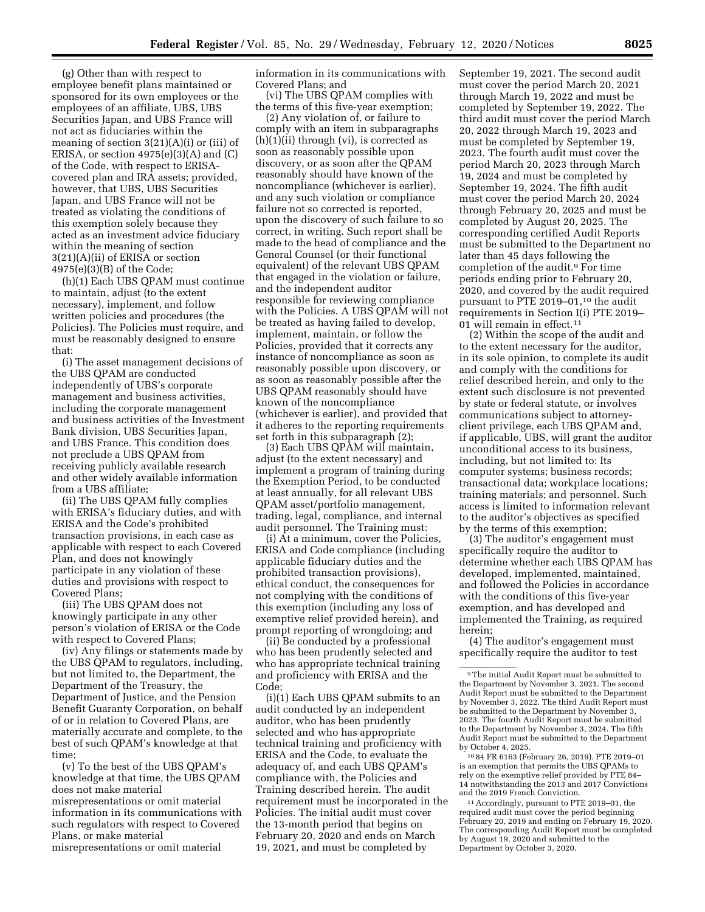(g) Other than with respect to employee benefit plans maintained or sponsored for its own employees or the employees of an affiliate, UBS, UBS Securities Japan, and UBS France will not act as fiduciaries within the meaning of section 3(21)(A)(i) or (iii) of ERISA, or section 4975(e)(3)(A) and (C) of the Code, with respect to ERISA-covered plan and IRA assets; provided, however, that UBS, UBS Securities Japan, and UBS France will not be treated as violating the conditions of this exemption solely because they acted as an investment advice fiduciary within the meaning of section 3(21)(A)(ii) of ERISA or section 4975(e)(3)(B) of the Code;

(h)(1) Each UBS QPAM must continue to maintain, adjust (to the extent necessary), implement, and follow written policies and procedures (the Policies). The Policies must require, and must be reasonably designed to ensure that:

(i) The asset management decisions of the UBS QPAM are conducted independently of UBS's corporate management and business activities, including the corporate management and business activities of the Investment Bank division, UBS Securities Japan, and UBS France. This condition does not preclude a UBS QPAM from receiving publicly available research and other widely available information from a UBS affiliate;

(ii) The UBS QPAM fully complies with ERISA's fiduciary duties, and with ERISA and the Code's prohibited transaction provisions, in each case as applicable with respect to each Covered Plan, and does not knowingly participate in any violation of these duties and provisions with respect to Covered Plans;

(iii) The UBS QPAM does not knowingly participate in any other person's violation of ERISA or the Code with respect to Covered Plans;

(iv) Any filings or statements made by the UBS QPAM to regulators, including, but not limited to, the Department, the Department of the Treasury, the Department of Justice, and the Pension Benefit Guaranty Corporation, on behalf of or in relation to Covered Plans, are materially accurate and complete, to the best of such QPAM's knowledge at that time;

(v) To the best of the UBS QPAM's knowledge at that time, the UBS QPAM does not make material misrepresentations or omit material information in its communications with such regulators with respect to Covered Plans, or make material misrepresentations or omit material information in its communications with Covered Plans; and

(vi) The UBS QPAM complies with the terms of this five-year exemption;

(2) Any violation of, or failure to comply with an item in subparagraphs (h)(1)(ii) through (vi), is corrected as soon as reasonably possible upon discovery, or as soon after the QPAM reasonably should have known of the noncompliance (whichever is earlier), and any such violation or compliance failure not so corrected is reported, upon the discovery of such failure to so correct, in writing. Such report shall be made to the head of compliance and the General Counsel (or their functional equivalent) of the relevant UBS QPAM that engaged in the violation or failure, and the independent auditor responsible for reviewing compliance with the Policies. A UBS QPAM will not be treated as having failed to develop, implement, maintain, or follow the Policies, provided that it corrects any instance of noncompliance as soon as reasonably possible upon discovery, or as soon as reasonably possible after the UBS QPAM reasonably should have known of the noncompliance (whichever is earlier), and provided that it adheres to the reporting requirements set forth in this subparagraph (2);

(3) Each UBS QPAM will maintain, adjust (to the extent necessary) and implement a program of training during the Exemption Period, to be conducted at least annually, for all relevant UBS QPAM asset/portfolio management, trading, legal, compliance, and internal audit personnel. The Training must:

(i) At a minimum, cover the Policies, ERISA and Code compliance (including applicable fiduciary duties and the prohibited transaction provisions), ethical conduct, the consequences for not complying with the conditions of this exemption (including any loss of exemptive relief provided herein), and prompt reporting of wrongdoing; and

(ii) Be conducted by a professional who has been prudently selected and who has appropriate technical training and proficiency with ERISA and the Code;

(i)(1) Each UBS QPAM submits to an audit conducted by an independent auditor, who has been prudently selected and who has appropriate technical training and proficiency with ERISA and the Code, to evaluate the adequacy of, and each UBS QPAM's compliance with, the Policies and Training described herein. The audit requirement must be incorporated in the Policies. The initial audit must cover the 13-month period that begins on February 20, 2020 and ends on March 19, 2021, and must be completed by September 19, 2021. The second audit must cover the period March 20, 2021 through March 19, 2022 and must be completed by September 19, 2022. The third audit must cover the period March 20, 2022 through March 19, 2023 and must be completed by September 19, 2023. The fourth audit must cover the period March 20, 2023 through March 19, 2024 and must be completed by September 19, 2024. The fifth audit must cover the period March 20, 2024 through February 20, 2025 and must be completed by August 20, 2025. The corresponding certified Audit Reports must be submitted to the Department no later than 45 days following the completion of the audit.[9] For time periods ending prior to February 20, 2020, and covered by the audit required pursuant to PTE 2019–01,[10] the audit requirements in Section I(i) PTE 2019–01 will remain in effect.[11]

(2) Within the scope of the audit and to the extent necessary for the auditor, in its sole opinion, to complete its audit and comply with the conditions for relief described herein, and only to the extent such disclosure is not prevented by state or federal statute, or involves communications subject to attorney-client privilege, each UBS QPAM and, if applicable, UBS, will grant the auditor unconditional access to its business, including, but not limited to: Its computer systems; business records; transactional data; workplace locations; training materials; and personnel. Such access is limited to information relevant to the auditor's objectives as specified by the terms of this exemption;

(3) The auditor's engagement must specifically require the auditor to determine whether each UBS QPAM has developed, implemented, maintained, and followed the Policies in accordance with the conditions of this five-year exemption, and has developed and implemented the Training, as required herein;

(4) The auditor's engagement must specifically require the auditor to test

[9] The initial Audit Report must be submitted to the Department by November 3, 2021. The second Audit Report must be submitted to the Department by November 3, 2022. The third Audit Report must be submitted to the Department by November 3, 2023. The fourth Audit Report must be submitted to the Department by November 3, 2024. The fifth Audit Report must be submitted to the Department by October 4, 2025.

[10] 84 FR 6163 (February 26, 2019). PTE 2019–01 is an exemption that permits the UBS QPAMs to rely on the exemptive relief provided by PTE 84–14 notwithstanding the 2013 and 2017 Convictions and the 2019 French Conviction.

[11] Accordingly, pursuant to PTE 2019–01, the required audit must cover the period beginning February 20, 2019 and ending on February 19, 2020. The corresponding Audit Report must be completed by August 19, 2020 and submitted to the Department by October 3, 2020.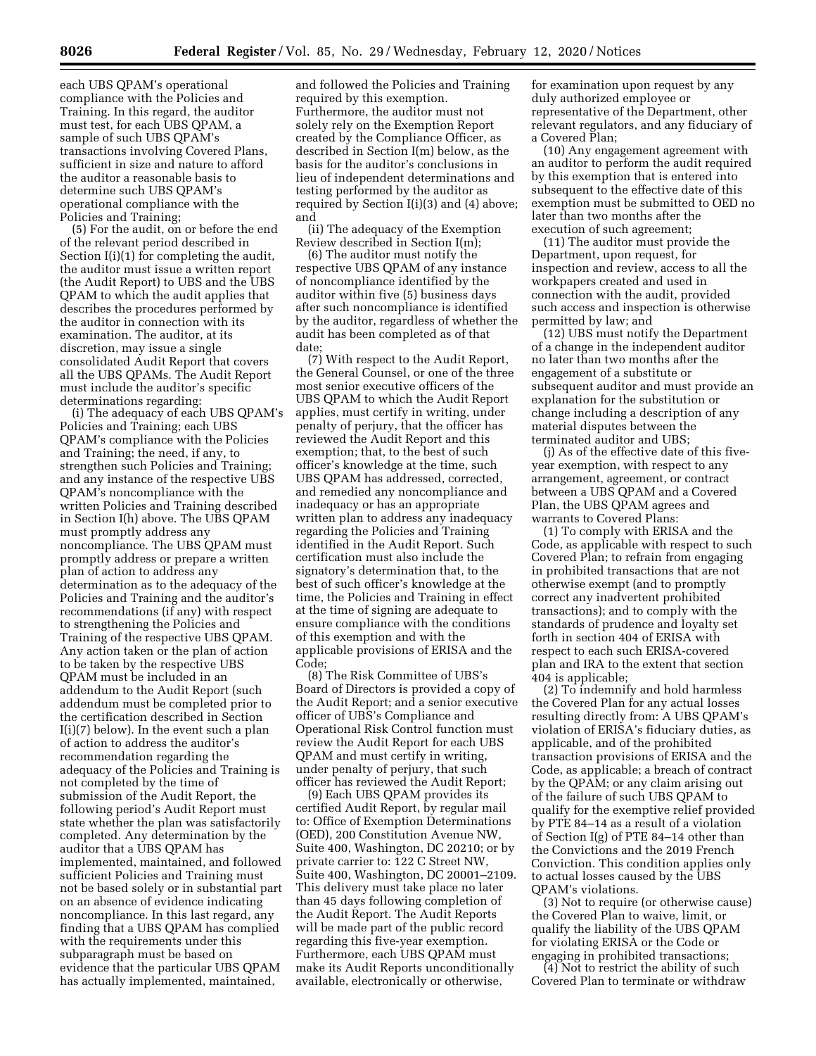each UBS QPAM's operational compliance with the Policies and Training. In this regard, the auditor must test, for each UBS QPAM, a sample of such UBS QPAM's transactions involving Covered Plans, sufficient in size and nature to afford the auditor a reasonable basis to determine such UBS QPAM's operational compliance with the Policies and Training;

(5) For the audit, on or before the end of the relevant period described in Section I(i)(1) for completing the audit, the auditor must issue a written report (the Audit Report) to UBS and the UBS QPAM to which the audit applies that describes the procedures performed by the auditor in connection with its examination. The auditor, at its discretion, may issue a single consolidated Audit Report that covers all the UBS QPAMs. The Audit Report must include the auditor's specific determinations regarding:

(i) The adequacy of each UBS QPAM's Policies and Training; each UBS QPAM's compliance with the Policies and Training; the need, if any, to strengthen such Policies and Training; and any instance of the respective UBS QPAM's noncompliance with the written Policies and Training described in Section I(h) above. The UBS QPAM must promptly address any noncompliance. The UBS QPAM must promptly address or prepare a written plan of action to address any determination as to the adequacy of the Policies and Training and the auditor's recommendations (if any) with respect to strengthening the Policies and Training of the respective UBS QPAM. Any action taken or the plan of action to be taken by the respective UBS QPAM must be included in an addendum to the Audit Report (such addendum must be completed prior to the certification described in Section I(i)(7) below). In the event such a plan of action to address the auditor's recommendation regarding the adequacy of the Policies and Training is not completed by the time of submission of the Audit Report, the following period's Audit Report must state whether the plan was satisfactorily completed. Any determination by the auditor that a UBS QPAM has implemented, maintained, and followed sufficient Policies and Training must not be based solely or in substantial part on an absence of evidence indicating noncompliance. In this last regard, any finding that a UBS QPAM has complied with the requirements under this subparagraph must be based on evidence that the particular UBS QPAM has actually implemented, maintained, and followed the Policies and Training required by this exemption. Furthermore, the auditor must not solely rely on the Exemption Report created by the Compliance Officer, as described in Section I(m) below, as the basis for the auditor's conclusions in lieu of independent determinations and testing performed by the auditor as required by Section I(i)(3) and (4) above; and

(ii) The adequacy of the Exemption Review described in Section I(m);

(6) The auditor must notify the respective UBS QPAM of any instance of noncompliance identified by the auditor within five (5) business days after such noncompliance is identified by the auditor, regardless of whether the audit has been completed as of that date;

(7) With respect to the Audit Report, the General Counsel, or one of the three most senior executive officers of the UBS QPAM to which the Audit Report applies, must certify in writing, under penalty of perjury, that the officer has reviewed the Audit Report and this exemption; that, to the best of such officer's knowledge at the time, such UBS QPAM has addressed, corrected, and remedied any noncompliance and inadequacy or has an appropriate written plan to address any inadequacy regarding the Policies and Training identified in the Audit Report. Such certification must also include the signatory's determination that, to the best of such officer's knowledge at the time, the Policies and Training in effect at the time of signing are adequate to ensure compliance with the conditions of this exemption and with the applicable provisions of ERISA and the Code;

(8) The Risk Committee of UBS's Board of Directors is provided a copy of the Audit Report; and a senior executive officer of UBS's Compliance and Operational Risk Control function must review the Audit Report for each UBS QPAM and must certify in writing, under penalty of perjury, that such officer has reviewed the Audit Report;

(9) Each UBS QPAM provides its certified Audit Report, by regular mail to: Office of Exemption Determinations (OED), 200 Constitution Avenue NW, Suite 400, Washington, DC 20210; or by private carrier to: 122 C Street NW, Suite 400, Washington, DC 20001–2109. This delivery must take place no later than 45 days following completion of the Audit Report. The Audit Reports will be made part of the public record regarding this five-year exemption. Furthermore, each UBS QPAM must make its Audit Reports unconditionally available, electronically or otherwise, for examination upon request by any duly authorized employee or representative of the Department, other relevant regulators, and any fiduciary of a Covered Plan;

(10) Any engagement agreement with an auditor to perform the audit required by this exemption that is entered into subsequent to the effective date of this exemption must be submitted to OED no later than two months after the execution of such agreement;

(11) The auditor must provide the Department, upon request, for inspection and review, access to all the workpapers created and used in connection with the audit, provided such access and inspection is otherwise permitted by law; and

(12) UBS must notify the Department of a change in the independent auditor no later than two months after the engagement of a substitute or subsequent auditor and must provide an explanation for the substitution or change including a description of any material disputes between the terminated auditor and UBS;

(j) As of the effective date of this five-year exemption, with respect to any arrangement, agreement, or contract between a UBS QPAM and a Covered Plan, the UBS QPAM agrees and warrants to Covered Plans:

(1) To comply with ERISA and the Code, as applicable with respect to such Covered Plan; to refrain from engaging in prohibited transactions that are not otherwise exempt (and to promptly correct any inadvertent prohibited transactions); and to comply with the standards of prudence and loyalty set forth in section 404 of ERISA with respect to each such ERISA-covered plan and IRA to the extent that section 404 is applicable;

(2) To indemnify and hold harmless the Covered Plan for any actual losses resulting directly from: A UBS QPAM's violation of ERISA's fiduciary duties, as applicable, and of the prohibited transaction provisions of ERISA and the Code, as applicable; a breach of contract by the QPAM; or any claim arising out of the failure of such UBS QPAM to qualify for the exemptive relief provided by PTE 84–14 as a result of a violation of Section I(g) of PTE 84–14 other than the Convictions and the 2019 French Conviction. This condition applies only to actual losses caused by the UBS QPAM's violations.

(3) Not to require (or otherwise cause) the Covered Plan to waive, limit, or qualify the liability of the UBS QPAM for violating ERISA or the Code or engaging in prohibited transactions;

(4) Not to restrict the ability of such Covered Plan to terminate or withdraw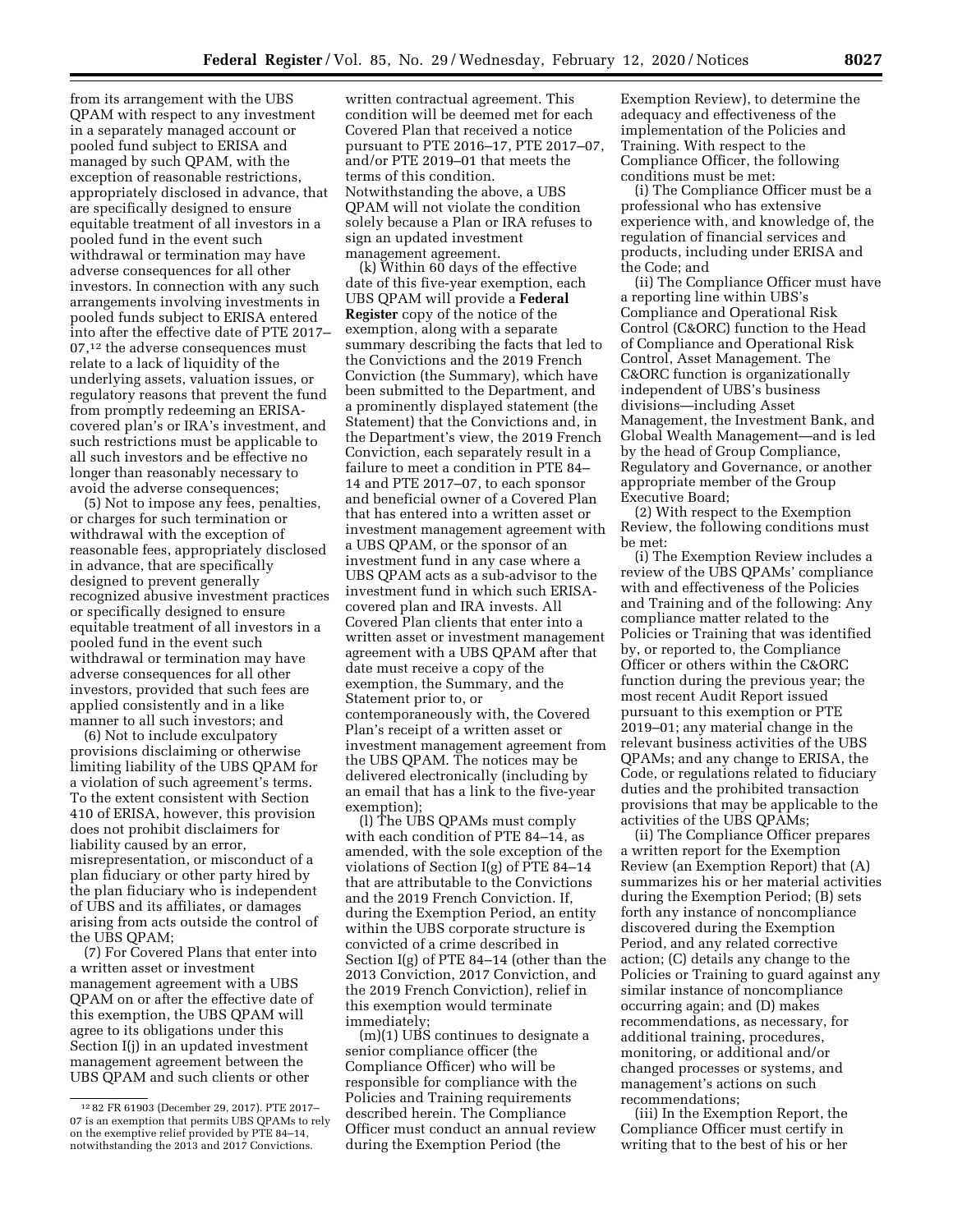from its arrangement with the UBS QPAM with respect to any investment in a separately managed account or pooled fund subject to ERISA and managed by such QPAM, with the exception of reasonable restrictions, appropriately disclosed in advance, that are specifically designed to ensure equitable treatment of all investors in a pooled fund in the event such withdrawal or termination may have adverse consequences for all other investors. In connection with any such arrangements involving investments in pooled funds subject to ERISA entered into after the effective date of PTE 2017–07,[12] the adverse consequences must relate to a lack of liquidity of the underlying assets, valuation issues, or regulatory reasons that prevent the fund from promptly redeeming an ERISA-covered plan's or IRA's investment, and such restrictions must be applicable to all such investors and be effective no longer than reasonably necessary to avoid the adverse consequences;

(5) Not to impose any fees, penalties, or charges for such termination or withdrawal with the exception of reasonable fees, appropriately disclosed in advance, that are specifically designed to prevent generally recognized abusive investment practices or specifically designed to ensure equitable treatment of all investors in a pooled fund in the event such withdrawal or termination may have adverse consequences for all other investors, provided that such fees are applied consistently and in a like manner to all such investors; and

(6) Not to include exculpatory provisions disclaiming or otherwise limiting liability of the UBS QPAM for a violation of such agreement's terms. To the extent consistent with Section 410 of ERISA, however, this provision does not prohibit disclaimers for liability caused by an error, misrepresentation, or misconduct of a plan fiduciary or other party hired by the plan fiduciary who is independent of UBS and its affiliates, or damages arising from acts outside the control of the UBS QPAM;

(7) For Covered Plans that enter into a written asset or investment management agreement with a UBS QPAM on or after the effective date of this exemption, the UBS QPAM will agree to its obligations under this Section I(j) in an updated investment management agreement between the UBS QPAM and such clients or other written contractual agreement. This condition will be deemed met for each Covered Plan that received a notice pursuant to PTE 2016–17, PTE 2017–07, and/or PTE 2019–01 that meets the terms of this condition. Notwithstanding the above, a UBS QPAM will not violate the condition solely because a Plan or IRA refuses to sign an updated investment management agreement.

(k) Within 60 days of the effective date of this five-year exemption, each UBS QPAM will provide a **Federal Register** copy of the notice of the exemption, along with a separate summary describing the facts that led to the Convictions and the 2019 French Conviction (the Summary), which have been submitted to the Department, and a prominently displayed statement (the Statement) that the Convictions and, in the Department's view, the 2019 French Conviction, each separately result in a failure to meet a condition in PTE 84–14 and PTE 2017–07, to each sponsor and beneficial owner of a Covered Plan that has entered into a written asset or investment management agreement with a UBS QPAM, or the sponsor of an investment fund in any case where a UBS QPAM acts as a sub-advisor to the investment fund in which such ERISA-covered plan and IRA invests. All Covered Plan clients that enter into a written asset or investment management agreement with a UBS QPAM after that date must receive a copy of the exemption, the Summary, and the Statement prior to, or contemporaneously with, the Covered Plan's receipt of a written asset or investment management agreement from the UBS QPAM. The notices may be delivered electronically (including by an email that has a link to the five-year exemption);

(l) The UBS QPAMs must comply with each condition of PTE 84–14, as amended, with the sole exception of the violations of Section I(g) of PTE 84–14 that are attributable to the Convictions and the 2019 French Conviction. If, during the Exemption Period, an entity within the UBS corporate structure is convicted of a crime described in Section I(g) of PTE 84–14 (other than the 2013 Conviction, 2017 Conviction, and the 2019 French Conviction), relief in this exemption would terminate immediately;

(m)(1) UBS continues to designate a senior compliance officer (the Compliance Officer) who will be responsible for compliance with the Policies and Training requirements described herein. The Compliance Officer must conduct an annual review during the Exemption Period (the Exemption Review), to determine the adequacy and effectiveness of the implementation of the Policies and Training. With respect to the Compliance Officer, the following conditions must be met:

(i) The Compliance Officer must be a professional who has extensive experience with, and knowledge of, the regulation of financial services and products, including under ERISA and the Code; and

(ii) The Compliance Officer must have a reporting line within UBS's Compliance and Operational Risk Control (C&ORC) function to the Head of Compliance and Operational Risk Control, Asset Management. The C&ORC function is organizationally independent of UBS's business divisions—including Asset Management, the Investment Bank, and Global Wealth Management—and is led by the head of Group Compliance, Regulatory and Governance, or another appropriate member of the Group Executive Board;

(2) With respect to the Exemption Review, the following conditions must be met:

(i) The Exemption Review includes a review of the UBS QPAMs' compliance with and effectiveness of the Policies and Training and of the following: Any compliance matter related to the Policies or Training that was identified by, or reported to, the Compliance Officer or others within the C&ORC function during the previous year; the most recent Audit Report issued pursuant to this exemption or PTE 2019–01; any material change in the relevant business activities of the UBS QPAMs; and any change to ERISA, the Code, or regulations related to fiduciary duties and the prohibited transaction provisions that may be applicable to the activities of the UBS QPAMs;

(ii) The Compliance Officer prepares a written report for the Exemption Review (an Exemption Report) that (A) summarizes his or her material activities during the Exemption Period; (B) sets forth any instance of noncompliance discovered during the Exemption Period, and any related corrective action; (C) details any change to the Policies or Training to guard against any similar instance of noncompliance occurring again; and (D) makes recommendations, as necessary, for additional training, procedures, monitoring, or additional and/or changed processes or systems, and management's actions on such recommendations;

(iii) In the Exemption Report, the Compliance Officer must certify in writing that to the best of his or her

---

[12] 82 FR 61903 (December 29, 2017). PTE 2017–07 is an exemption that permits UBS QPAMs to rely on the exemptive relief provided by PTE 84–14, notwithstanding the 2013 and 2017 Convictions.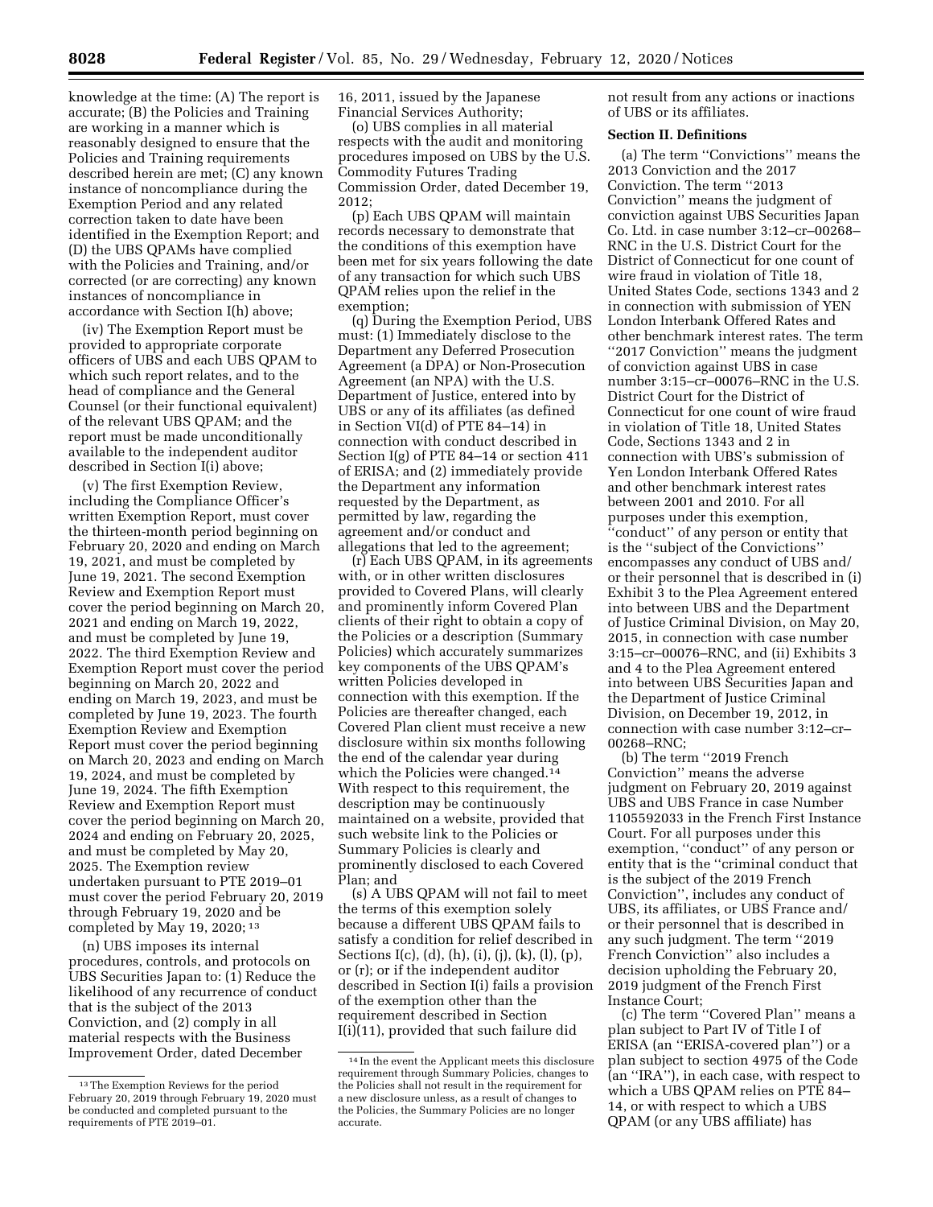knowledge at the time: (A) The report is accurate; (B) the Policies and Training are working in a manner which is reasonably designed to ensure that the Policies and Training requirements described herein are met; (C) any known instance of noncompliance during the Exemption Period and any related correction taken to date have been identified in the Exemption Report; and (D) the UBS QPAMs have complied with the Policies and Training, and/or corrected (or are correcting) any known instances of noncompliance in accordance with Section I(h) above;

(iv) The Exemption Report must be provided to appropriate corporate officers of UBS and each UBS QPAM to which such report relates, and to the head of compliance and the General Counsel (or their functional equivalent) of the relevant UBS QPAM; and the report must be made unconditionally available to the independent auditor described in Section I(i) above;

(v) The first Exemption Review, including the Compliance Officer's written Exemption Report, must cover the thirteen-month period beginning on February 20, 2020 and ending on March 19, 2021, and must be completed by June 19, 2021. The second Exemption Review and Exemption Report must cover the period beginning on March 20, 2021 and ending on March 19, 2022, and must be completed by June 19, 2022. The third Exemption Review and Exemption Report must cover the period beginning on March 20, 2022 and ending on March 19, 2023, and must be completed by June 19, 2023. The fourth Exemption Review and Exemption Report must cover the period beginning on March 20, 2023 and ending on March 19, 2024, and must be completed by June 19, 2024. The fifth Exemption Review and Exemption Report must cover the period beginning on March 20, 2024 and ending on February 20, 2025, and must be completed by May 20, 2025. The Exemption review undertaken pursuant to PTE 2019–01 must cover the period February 20, 2019 through February 19, 2020 and be completed by May 19, 2020; [13]

(n) UBS imposes its internal procedures, controls, and protocols on UBS Securities Japan to: (1) Reduce the likelihood of any recurrence of conduct that is the subject of the 2013 Conviction, and (2) comply in all material respects with the Business Improvement Order, dated December 16, 2011, issued by the Japanese Financial Services Authority;

(o) UBS complies in all material respects with the audit and monitoring procedures imposed on UBS by the U.S. Commodity Futures Trading Commission Order, dated December 19, 2012;

(p) Each UBS QPAM will maintain records necessary to demonstrate that the conditions of this exemption have been met for six years following the date of any transaction for which such UBS QPAM relies upon the relief in the exemption;

(q) During the Exemption Period, UBS must: (1) Immediately disclose to the Department any Deferred Prosecution Agreement (a DPA) or Non-Prosecution Agreement (an NPA) with the U.S. Department of Justice, entered into by UBS or any of its affiliates (as defined in Section VI(d) of PTE 84–14) in connection with conduct described in Section I(g) of PTE 84–14 or section 411 of ERISA; and (2) immediately provide the Department any information requested by the Department, as permitted by law, regarding the agreement and/or conduct and allegations that led to the agreement;

(r) Each UBS QPAM, in its agreements with, or in other written disclosures provided to Covered Plans, will clearly and prominently inform Covered Plan clients of their right to obtain a copy of the Policies or a description (Summary Policies) which accurately summarizes key components of the UBS QPAM's written Policies developed in connection with this exemption. If the Policies are thereafter changed, each Covered Plan client must receive a new disclosure within six months following the end of the calendar year during which the Policies were changed.[14] With respect to this requirement, the description may be continuously maintained on a website, provided that such website link to the Policies or Summary Policies is clearly and prominently disclosed to each Covered Plan; and

(s) A UBS QPAM will not fail to meet the terms of this exemption solely because a different UBS QPAM fails to satisfy a condition for relief described in Sections I(c), (d), (h), (i), (j), (k), (l), (p), or (r); or if the independent auditor described in Section I(i) fails a provision of the exemption other than the requirement described in Section I(i)(11), provided that such failure did not result from any actions or inactions of UBS or its affiliates.

**Section II. Definitions**

(a) The term ''Convictions'' means the 2013 Conviction and the 2017 Conviction. The term ''2013 Conviction'' means the judgment of conviction against UBS Securities Japan Co. Ltd. in case number 3:12–cr–00268–RNC in the U.S. District Court for the District of Connecticut for one count of wire fraud in violation of Title 18, United States Code, sections 1343 and 2 in connection with submission of YEN London Interbank Offered Rates and other benchmark interest rates. The term ''2017 Conviction'' means the judgment of conviction against UBS in case number 3:15–cr–00076–RNC in the U.S. District Court for the District of Connecticut for one count of wire fraud in violation of Title 18, United States Code, Sections 1343 and 2 in connection with UBS's submission of Yen London Interbank Offered Rates and other benchmark interest rates between 2001 and 2010. For all purposes under this exemption, ''conduct'' of any person or entity that is the ''subject of the Convictions'' encompasses any conduct of UBS and/or their personnel that is described in (i) Exhibit 3 to the Plea Agreement entered into between UBS and the Department of Justice Criminal Division, on May 20, 2015, in connection with case number 3:15–cr–00076–RNC, and (ii) Exhibits 3 and 4 to the Plea Agreement entered into between UBS Securities Japan and the Department of Justice Criminal Division, on December 19, 2012, in connection with case number 3:12–cr–00268–RNC;

(b) The term ''2019 French Conviction'' means the adverse judgment on February 20, 2019 against UBS and UBS France in case Number 1105592033 in the French First Instance Court. For all purposes under this exemption, ''conduct'' of any person or entity that is the ''criminal conduct that is the subject of the 2019 French Conviction'', includes any conduct of UBS, its affiliates, or UBS France and/or their personnel that is described in any such judgment. The term ''2019 French Conviction'' also includes a decision upholding the February 20, 2019 judgment of the French First Instance Court;

(c) The term ''Covered Plan'' means a plan subject to Part IV of Title I of ERISA (an ''ERISA-covered plan'') or a plan subject to section 4975 of the Code (an ''IRA''), in each case, with respect to which a UBS QPAM relies on PTE 84–14, or with respect to which a UBS QPAM (or any UBS affiliate) has

---

[13] The Exemption Reviews for the period February 20, 2019 through February 19, 2020 must be conducted and completed pursuant to the requirements of PTE 2019–01.

[14] In the event the Applicant meets this disclosure requirement through Summary Policies, changes to the Policies shall not result in the requirement for a new disclosure unless, as a result of changes to the Policies, the Summary Policies are no longer accurate.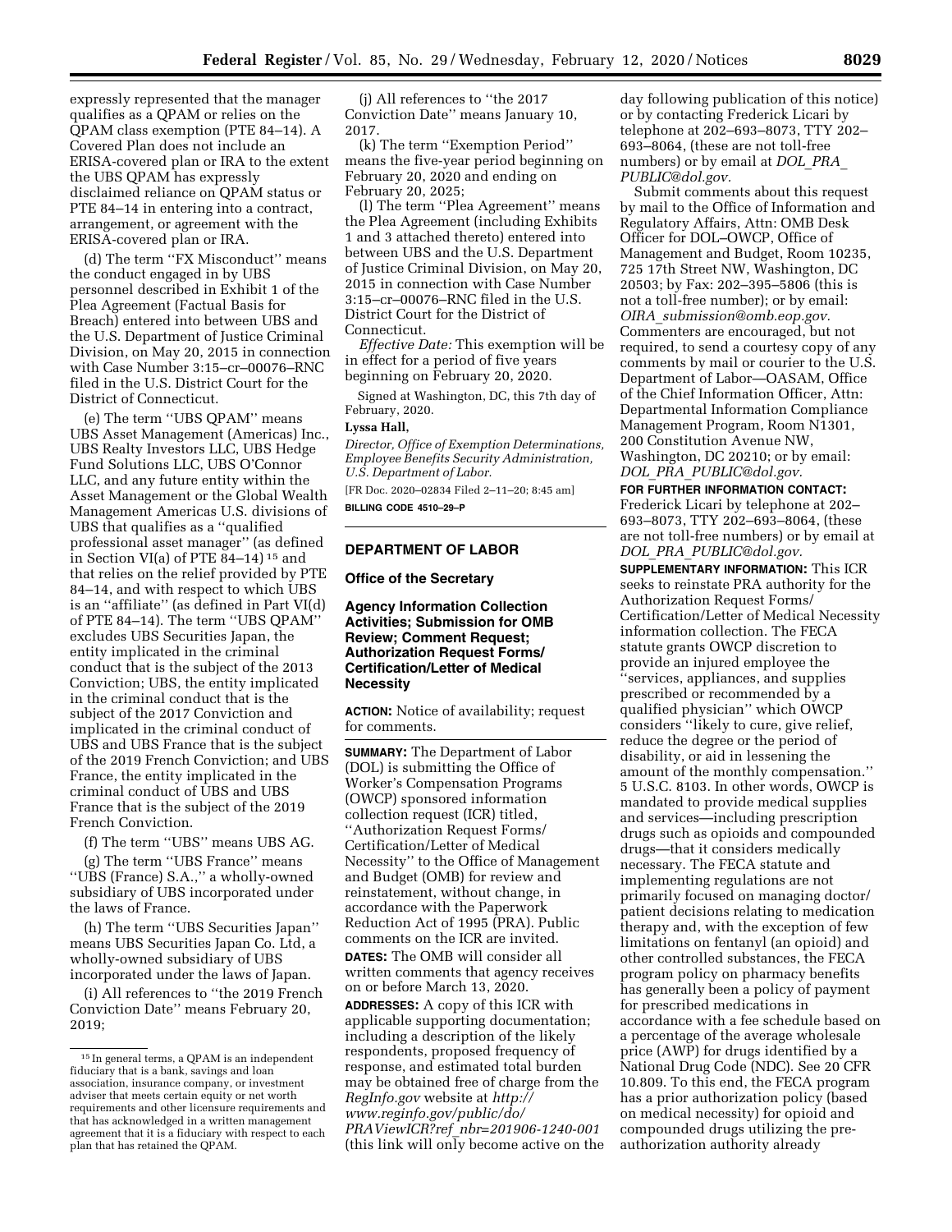expressly represented that the manager qualifies as a QPAM or relies on the QPAM class exemption (PTE 84–14). A Covered Plan does not include an ERISA-covered plan or IRA to the extent the UBS QPAM has expressly disclaimed reliance on QPAM status or PTE 84–14 in entering into a contract, arrangement, or agreement with the ERISA-covered plan or IRA.

(d) The term ''FX Misconduct'' means the conduct engaged in by UBS personnel described in Exhibit 1 of the Plea Agreement (Factual Basis for Breach) entered into between UBS and the U.S. Department of Justice Criminal Division, on May 20, 2015 in connection with Case Number 3:15–cr–00076–RNC filed in the U.S. District Court for the District of Connecticut.

(e) The term ''UBS QPAM'' means UBS Asset Management (Americas) Inc., UBS Realty Investors LLC, UBS Hedge Fund Solutions LLC, UBS O'Connor LLC, and any future entity within the Asset Management or the Global Wealth Management Americas U.S. divisions of UBS that qualifies as a ''qualified professional asset manager'' (as defined in Section VI(a) of PTE 84–14) [15] and that relies on the relief provided by PTE 84–14, and with respect to which UBS is an ''affiliate'' (as defined in Part VI(d) of PTE 84–14). The term ''UBS QPAM'' excludes UBS Securities Japan, the entity implicated in the criminal conduct that is the subject of the 2013 Conviction; UBS, the entity implicated in the criminal conduct that is the subject of the 2017 Conviction and implicated in the criminal conduct of UBS and UBS France that is the subject of the 2019 French Conviction; and UBS France, the entity implicated in the criminal conduct of UBS and UBS France that is the subject of the 2019 French Conviction.

(f) The term ''UBS'' means UBS AG.

(g) The term ''UBS France'' means ''UBS (France) S.A.,'' a wholly-owned subsidiary of UBS incorporated under the laws of France.

(h) The term ''UBS Securities Japan'' means UBS Securities Japan Co. Ltd, a wholly-owned subsidiary of UBS incorporated under the laws of Japan.

(i) All references to ''the 2019 French Conviction Date'' means February 20, 2019;

(j) All references to ''the 2017 Conviction Date'' means January 10, 2017.

(k) The term ''Exemption Period'' means the five-year period beginning on February 20, 2020 and ending on February 20, 2025;

(l) The term ''Plea Agreement'' means the Plea Agreement (including Exhibits 1 and 3 attached thereto) entered into between UBS and the U.S. Department of Justice Criminal Division, on May 20, 2015 in connection with Case Number 3:15–cr–00076–RNC filed in the U.S. District Court for the District of Connecticut.

*Effective Date:* This exemption will be in effect for a period of five years beginning on February 20, 2020.

Signed at Washington, DC, this 7th day of February, 2020.

**Lyssa Hall,**

*Director, Office of Exemption Determinations, Employee Benefits Security Administration, U.S. Department of Labor.*

[FR Doc. 2020–02834 Filed 2–11–20; 8:45 am]

**BILLING CODE 4510–29–P**

---

[15] In general terms, a QPAM is an independent fiduciary that is a bank, savings and loan association, insurance company, or investment adviser that meets certain equity or net worth requirements and other licensure requirements and that has acknowledged in a written management agreement that it is a fiduciary with respect to each plan that has retained the QPAM.

---

## DEPARTMENT OF LABOR

### Office of the Secretary

### Agency Information Collection Activities; Submission for OMB Review; Comment Request; Authorization Request Forms/Certification/Letter of Medical Necessity

**ACTION:** Notice of availability; request for comments.

**SUMMARY:** The Department of Labor (DOL) is submitting the Office of Worker's Compensation Programs (OWCP) sponsored information collection request (ICR) titled, ''Authorization Request Forms/Certification/Letter of Medical Necessity'' to the Office of Management and Budget (OMB) for review and reinstatement, without change, in accordance with the Paperwork Reduction Act of 1995 (PRA). Public comments on the ICR are invited.

**DATES:** The OMB will consider all written comments that agency receives on or before March 13, 2020.

**ADDRESSES:** A copy of this ICR with applicable supporting documentation; including a description of the likely respondents, proposed frequency of response, and estimated total burden may be obtained free of charge from the *RegInfo.gov* website at *http://www.reginfo.gov/public/do/PRAViewICR?ref_nbr=201906-1240-001* (this link will only become active on the day following publication of this notice) or by contacting Frederick Licari by telephone at 202–693–8073, TTY 202–693–8064, (these are not toll-free numbers) or by email at *DOL_PRA_PUBLIC@dol.gov.*

Submit comments about this request by mail to the Office of Information and Regulatory Affairs, Attn: OMB Desk Officer for DOL–OWCP, Office of Management and Budget, Room 10235, 725 17th Street NW, Washington, DC 20503; by Fax: 202–395–5806 (this is not a toll-free number); or by email: *OIRA_submission@omb.eop.gov.* Commenters are encouraged, but not required, to send a courtesy copy of any comments by mail or courier to the U.S. Department of Labor—OASAM, Office of the Chief Information Officer, Attn: Departmental Information Compliance Management Program, Room N1301, 200 Constitution Avenue NW, Washington, DC 20210; or by email: *DOL_PRA_PUBLIC@dol.gov.*

**FOR FURTHER INFORMATION CONTACT:** Frederick Licari by telephone at 202–693–8073, TTY 202–693–8064, (these are not toll-free numbers) or by email at *DOL_PRA_PUBLIC@dol.gov.*

**SUPPLEMENTARY INFORMATION:** This ICR seeks to reinstate PRA authority for the Authorization Request Forms/Certification/Letter of Medical Necessity information collection. The FECA statute grants OWCP discretion to provide an injured employee the ''services, appliances, and supplies prescribed or recommended by a qualified physician'' which OWCP considers ''likely to cure, give relief, reduce the degree or the period of disability, or aid in lessening the amount of the monthly compensation.'' 5 U.S.C. 8103. In other words, OWCP is mandated to provide medical supplies and services—including prescription drugs such as opioids and compounded drugs—that it considers medically necessary. The FECA statute and implementing regulations are not primarily focused on managing doctor/patient decisions relating to medication therapy and, with the exception of few limitations on fentanyl (an opioid) and other controlled substances, the FECA program policy on pharmacy benefits has generally been a policy of payment for prescribed medications in accordance with a fee schedule based on a percentage of the average wholesale price (AWP) for drugs identified by a National Drug Code (NDC). See 20 CFR 10.809. To this end, the FECA program has a prior authorization policy (based on medical necessity) for opioid and compounded drugs utilizing the pre-authorization authority already